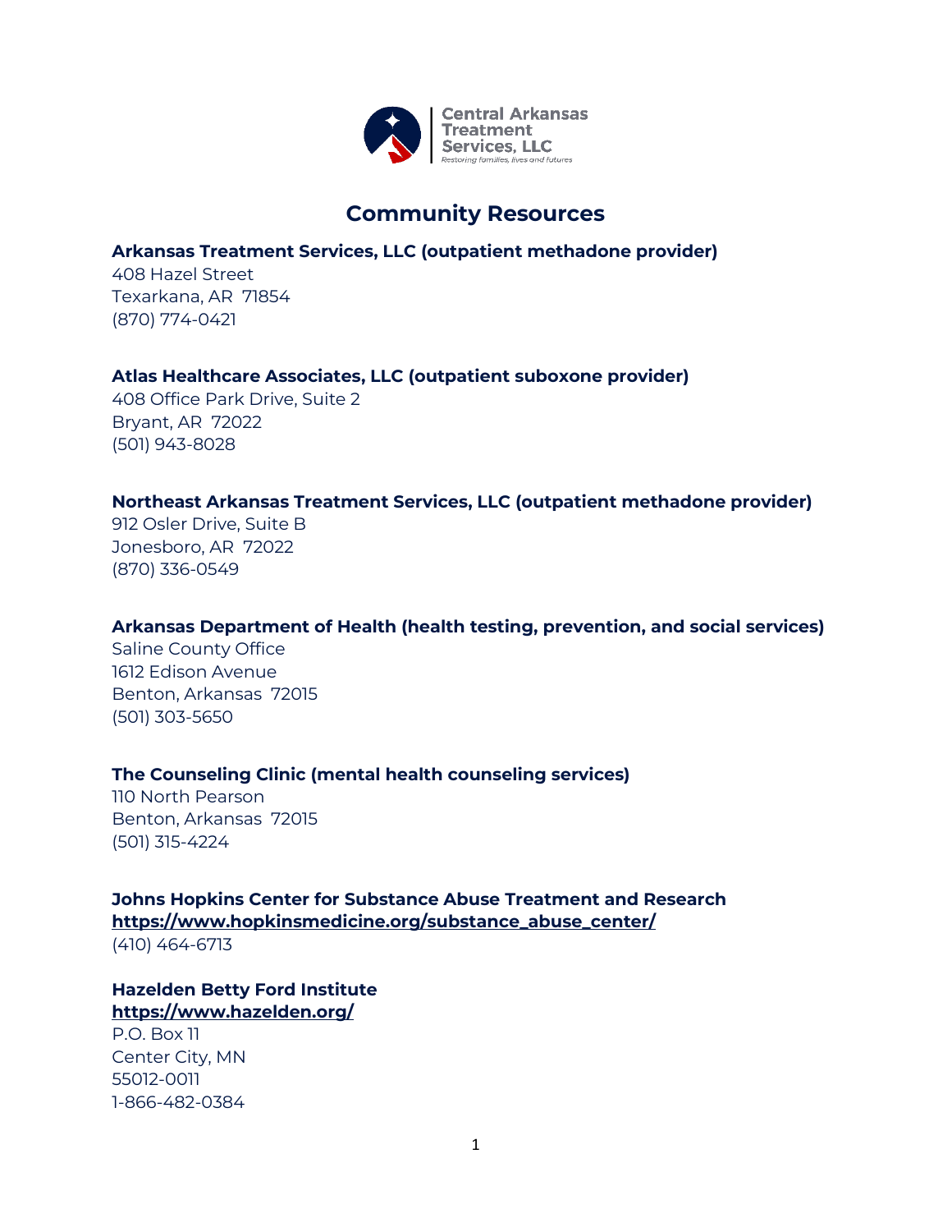Central Arkansas Treatment Services, LLC

*Restoring families, lives and futures*

# Community Resources

**Arkansas Treatment Services, LLC (outpatient methadone provider)**
408 Hazel Street
Texarkana, AR 71854
(870) 774-0421

**Atlas Healthcare Associates, LLC (outpatient suboxone provider)**
408 Office Park Drive, Suite 2
Bryant, AR 72022
(501) 943-8028

**Northeast Arkansas Treatment Services, LLC (outpatient methadone provider)**
912 Osler Drive, Suite B
Jonesboro, AR 72022
(870) 336-0549

**Arkansas Department of Health (health testing, prevention, and social services)**
Saline County Office
1612 Edison Avenue
Benton, Arkansas 72015
(501) 303-5650

**The Counseling Clinic (mental health counseling services)**
110 North Pearson
Benton, Arkansas 72015
(501) 315-4224

**Johns Hopkins Center for Substance Abuse Treatment and Research**
**https://www.hopkinsmedicine.org/substance_abuse_center/**
(410) 464-6713

**Hazelden Betty Ford Institute**
**https://www.hazelden.org/**
P.O. Box 11
Center City, MN
55012-0011
1-866-482-0384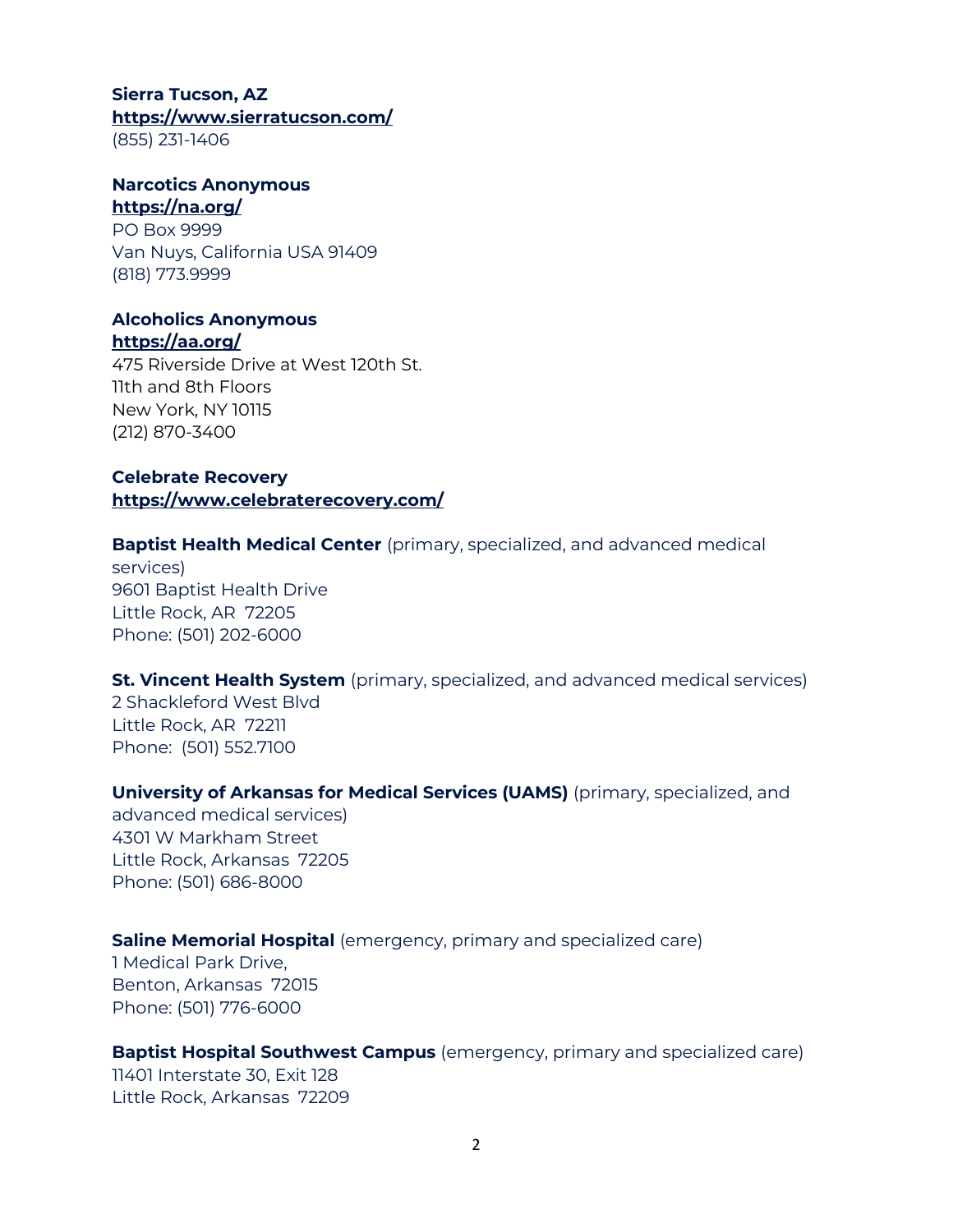**Sierra Tucson, AZ**
**https://www.sierratucson.com/**
(855) 231-1406

**Narcotics Anonymous**
**https://na.org/**
PO Box 9999
Van Nuys, California USA 91409
(818) 773.9999

**Alcoholics Anonymous**
**https://aa.org/**
475 Riverside Drive at West 120th St.
11th and 8th Floors
New York, NY 10115
(212) 870-3400

**Celebrate Recovery**
**https://www.celebraterecovery.com/**

**Baptist Health Medical Center** (primary, specialized, and advanced medical services)
9601 Baptist Health Drive
Little Rock, AR 72205
Phone: (501) 202-6000

**St. Vincent Health System** (primary, specialized, and advanced medical services)
2 Shackleford West Blvd
Little Rock, AR 72211
Phone: (501) 552.7100

**University of Arkansas for Medical Services (UAMS)** (primary, specialized, and advanced medical services)
4301 W Markham Street
Little Rock, Arkansas 72205
Phone: (501) 686-8000

**Saline Memorial Hospital** (emergency, primary and specialized care)
1 Medical Park Drive,
Benton, Arkansas 72015
Phone: (501) 776-6000

**Baptist Hospital Southwest Campus** (emergency, primary and specialized care)
11401 Interstate 30, Exit 128
Little Rock, Arkansas 72209